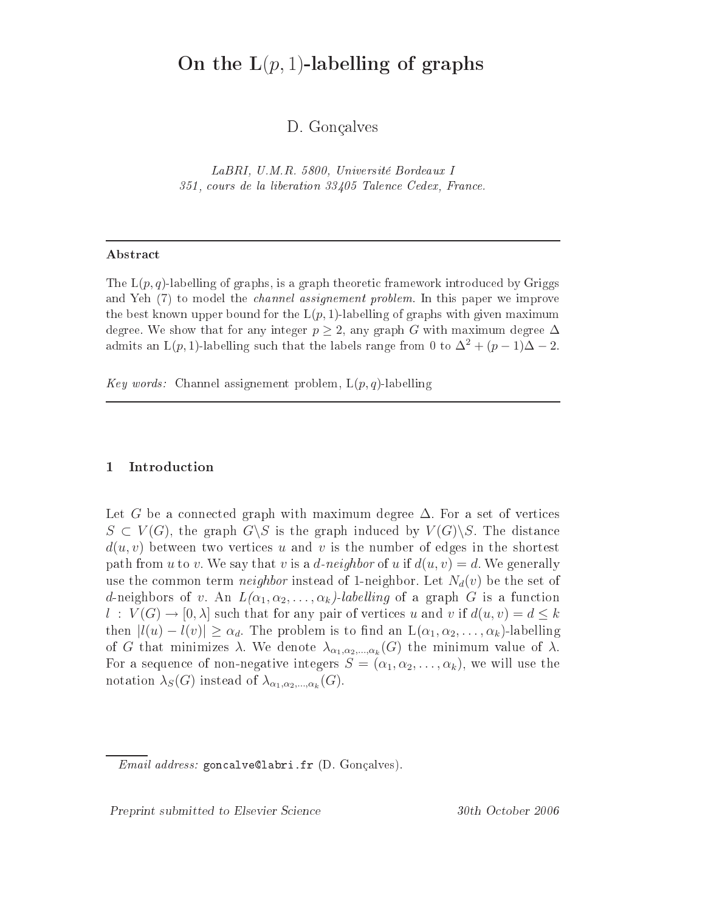# On the L$(p, 1)$-labelling of graphs

D. Gonçalves

*LaBRI, U.M.R. 5800, Université Bordeaux I*
*351, cours de la liberation 33405 Talence Cedex, France.*

---

**Abstract**

The L$(p, q)$-labelling of graphs, is a graph theoretic framework introduced by Griggs and Yeh (7) to model the *channel assignement problem*. In this paper we improve the best known upper bound for the L$(p, 1)$-labelling of graphs with given maximum degree. We show that for any integer $p \geq 2$, any graph $G$ with maximum degree $\Delta$ admits an L$(p, 1)$-labelling such that the labels range from 0 to $\Delta^2 + (p - 1)\Delta - 2$.

*Key words:* Channel assignement problem, L$(p, q)$-labelling

---

## 1 Introduction

Let $G$ be a connected graph with maximum degree $\Delta$. For a set of vertices $S \subset V(G)$, the graph $G \backslash S$ is the graph induced by $V(G) \backslash S$. The distance $d(u, v)$ between two vertices $u$ and $v$ is the number of edges in the shortest path from $u$ to $v$. We say that $v$ is a *d-neighbor* of $u$ if $d(u, v) = d$. We generally use the common term *neighbor* instead of 1-neighbor. Let $N_d(v)$ be the set of $d$-neighbors of $v$. An *L$(\alpha_1, \alpha_2, \ldots, \alpha_k)$-labelling* of a graph $G$ is a function $l : V(G) \rightarrow [0, \lambda]$ such that for any pair of vertices $u$ and $v$ if $d(u, v) = d \leq k$ then $|l(u) - l(v)| \geq \alpha_d$. The problem is to find an L$(\alpha_1, \alpha_2, \ldots, \alpha_k)$-labelling of $G$ that minimizes $\lambda$. We denote $\lambda_{\alpha_1,\alpha_2,\ldots,\alpha_k}(G)$ the minimum value of $\lambda$. For a sequence of non-negative integers $S = (\alpha_1, \alpha_2, \ldots, \alpha_k)$, we will use the notation $\lambda_S(G)$ instead of $\lambda_{\alpha_1,\alpha_2,\ldots,\alpha_k}(G)$.

*Email address:* goncalve@labri.fr (D. Gonçalves).

Preprint submitted to Elsevier Science 30th October 2006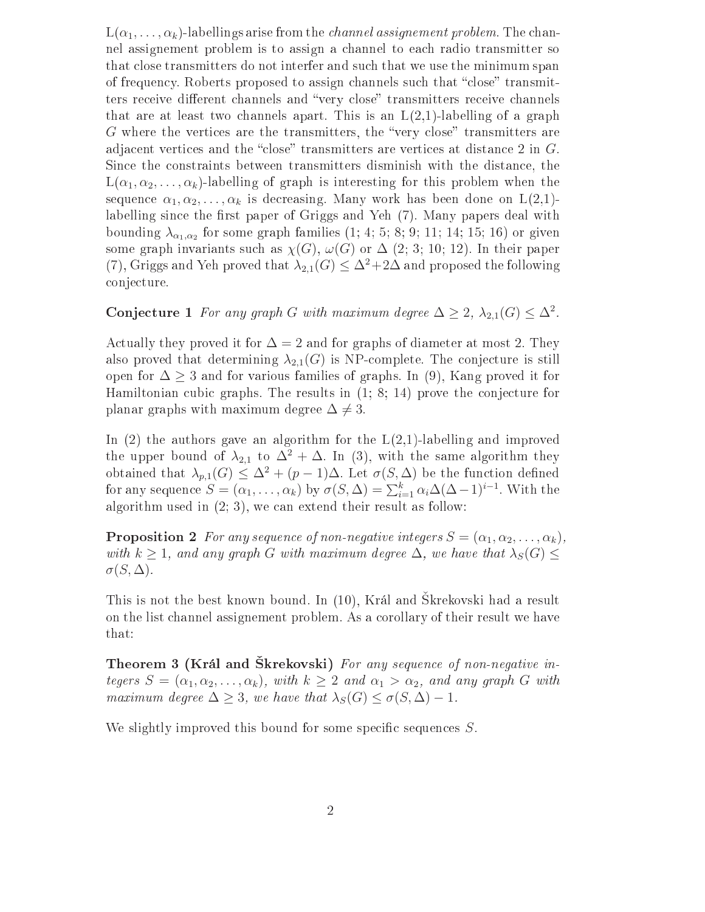L($\alpha_1, \ldots, \alpha_k$)-labellings arise from the *channel assignement problem*. The channel assignement problem is to assign a channel to each radio transmitter so that close transmitters do not interfer and such that we use the minimum span of frequency. Roberts proposed to assign channels such that "close" transmitters receive different channels and "very close" transmitters receive channels that are at least two channels apart. This is an L(2,1)-labelling of a graph $G$ where the vertices are the transmitters, the "very close" transmitters are adjacent vertices and the "close" transmitters are vertices at distance 2 in $G$. Since the constraints between transmitters disminish with the distance, the L($\alpha_1, \alpha_2, \ldots, \alpha_k$)-labelling of graph is interesting for this problem when the sequence $\alpha_1, \alpha_2, \ldots, \alpha_k$ is decreasing. Many work has been done on L(2,1)-labelling since the first paper of Griggs and Yeh (7). Many papers deal with bounding $\lambda_{\alpha_1,\alpha_2}$ for some graph families (1; 4; 5; 8; 9; 11; 14; 15; 16) or given some graph invariants such as $\chi(G)$, $\omega(G)$ or $\Delta$ (2; 3; 10; 12). In their paper (7), Griggs and Yeh proved that $\lambda_{2,1}(G) \leq \Delta^2 + 2\Delta$ and proposed the following conjecture.

**Conjecture 1** *For any graph $G$ with maximum degree $\Delta \geq 2$, $\lambda_{2,1}(G) \leq \Delta^2$.*

Actually they proved it for $\Delta = 2$ and for graphs of diameter at most 2. They also proved that determining $\lambda_{2,1}(G)$ is NP-complete. The conjecture is still open for $\Delta \geq 3$ and for various families of graphs. In (9), Kang proved it for Hamiltonian cubic graphs. The results in (1; 8; 14) prove the conjecture for planar graphs with maximum degree $\Delta \neq 3$.

In (2) the authors gave an algorithm for the L(2,1)-labelling and improved the upper bound of $\lambda_{2,1}$ to $\Delta^2 + \Delta$. In (3), with the same algorithm they obtained that $\lambda_{p,1}(G) \leq \Delta^2 + (p-1)\Delta$. Let $\sigma(S, \Delta)$ be the function defined for any sequence $S = (\alpha_1, \ldots, \alpha_k)$ by $\sigma(S, \Delta) = \sum_{i=1}^{k} \alpha_i \Delta(\Delta - 1)^{i-1}$. With the algorithm used in (2; 3), we can extend their result as follow:

**Proposition 2** *For any sequence of non-negative integers $S = (\alpha_1, \alpha_2, \ldots, \alpha_k)$, with $k \geq 1$, and any graph $G$ with maximum degree $\Delta$, we have that $\lambda_S(G) \leq \sigma(S, \Delta)$.*

This is not the best known bound. In (10), Král and Škrekovski had a result on the list channel assignement problem. As a corollary of their result we have that:

**Theorem 3 (Král and Škrekovski)** *For any sequence of non-negative integers $S = (\alpha_1, \alpha_2, \ldots, \alpha_k)$, with $k \geq 2$ and $\alpha_1 > \alpha_2$, and any graph $G$ with maximum degree $\Delta \geq 3$, we have that $\lambda_S(G) \leq \sigma(S, \Delta) - 1$.*

We slightly improved this bound for some specific sequences $S$.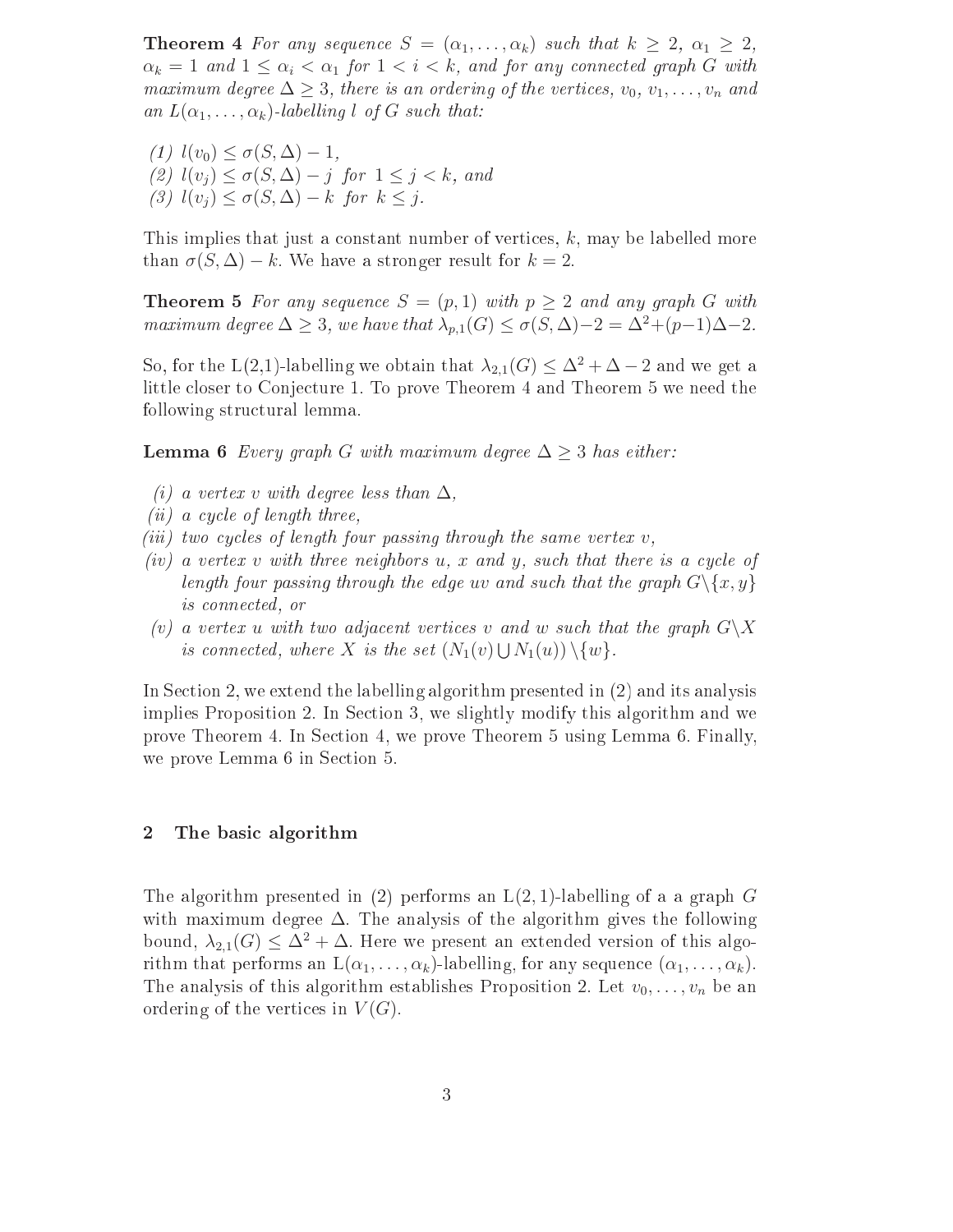**Theorem 4** *For any sequence $S = (\alpha_1, \ldots, \alpha_k)$ such that $k \geq 2$, $\alpha_1 \geq 2$, $\alpha_k = 1$ and $1 \leq \alpha_i < \alpha_1$ for $1 < i < k$, and for any connected graph $G$ with maximum degree $\Delta \geq 3$, there is an ordering of the vertices, $v_0, v_1, \ldots, v_n$ and an $L(\alpha_1, \ldots, \alpha_k)$-labelling $l$ of $G$ such that:*

*(1) $l(v_0) \leq \sigma(S, \Delta) - 1$,*
*(2) $l(v_j) \leq \sigma(S, \Delta) - j$ for $1 \leq j < k$, and*
*(3) $l(v_j) \leq \sigma(S, \Delta) - k$ for $k \leq j$.*

This implies that just a constant number of vertices, $k$, may be labelled more than $\sigma(S, \Delta) - k$. We have a stronger result for $k = 2$.

**Theorem 5** *For any sequence $S = (p, 1)$ with $p \geq 2$ and any graph $G$ with maximum degree $\Delta \geq 3$, we have that $\lambda_{p,1}(G) \leq \sigma(S, \Delta) - 2 = \Delta^2 + (p-1)\Delta - 2$.*

So, for the L(2,1)-labelling we obtain that $\lambda_{2,1}(G) \leq \Delta^2 + \Delta - 2$ and we get a little closer to Conjecture 1. To prove Theorem 4 and Theorem 5 we need the following structural lemma.

**Lemma 6** *Every graph $G$ with maximum degree $\Delta \geq 3$ has either:*

*(i) a vertex $v$ with degree less than $\Delta$,*
*(ii) a cycle of length three,*
*(iii) two cycles of length four passing through the same vertex $v$,*
*(iv) a vertex $v$ with three neighbors $u$, $x$ and $y$, such that there is a cycle of length four passing through the edge $uv$ and such that the graph $G \backslash \{x, y\}$ is connected, or*
*(v) a vertex $u$ with two adjacent vertices $v$ and $w$ such that the graph $G \backslash X$ is connected, where $X$ is the set $(N_1(v) \bigcup N_1(u)) \backslash \{w\}$.*

In Section 2, we extend the labelling algorithm presented in (2) and its analysis implies Proposition 2. In Section 3, we slightly modify this algorithm and we prove Theorem 4. In Section 4, we prove Theorem 5 using Lemma 6. Finally, we prove Lemma 6 in Section 5.

## 2 The basic algorithm

The algorithm presented in (2) performs an L(2,1)-labelling of a a graph $G$ with maximum degree $\Delta$. The analysis of the algorithm gives the following bound, $\lambda_{2,1}(G) \leq \Delta^2 + \Delta$. Here we present an extended version of this algorithm that performs an L$(\alpha_1, \ldots, \alpha_k)$-labelling, for any sequence $(\alpha_1, \ldots, \alpha_k)$. The analysis of this algorithm establishes Proposition 2. Let $v_0, \ldots, v_n$ be an ordering of the vertices in $V(G)$.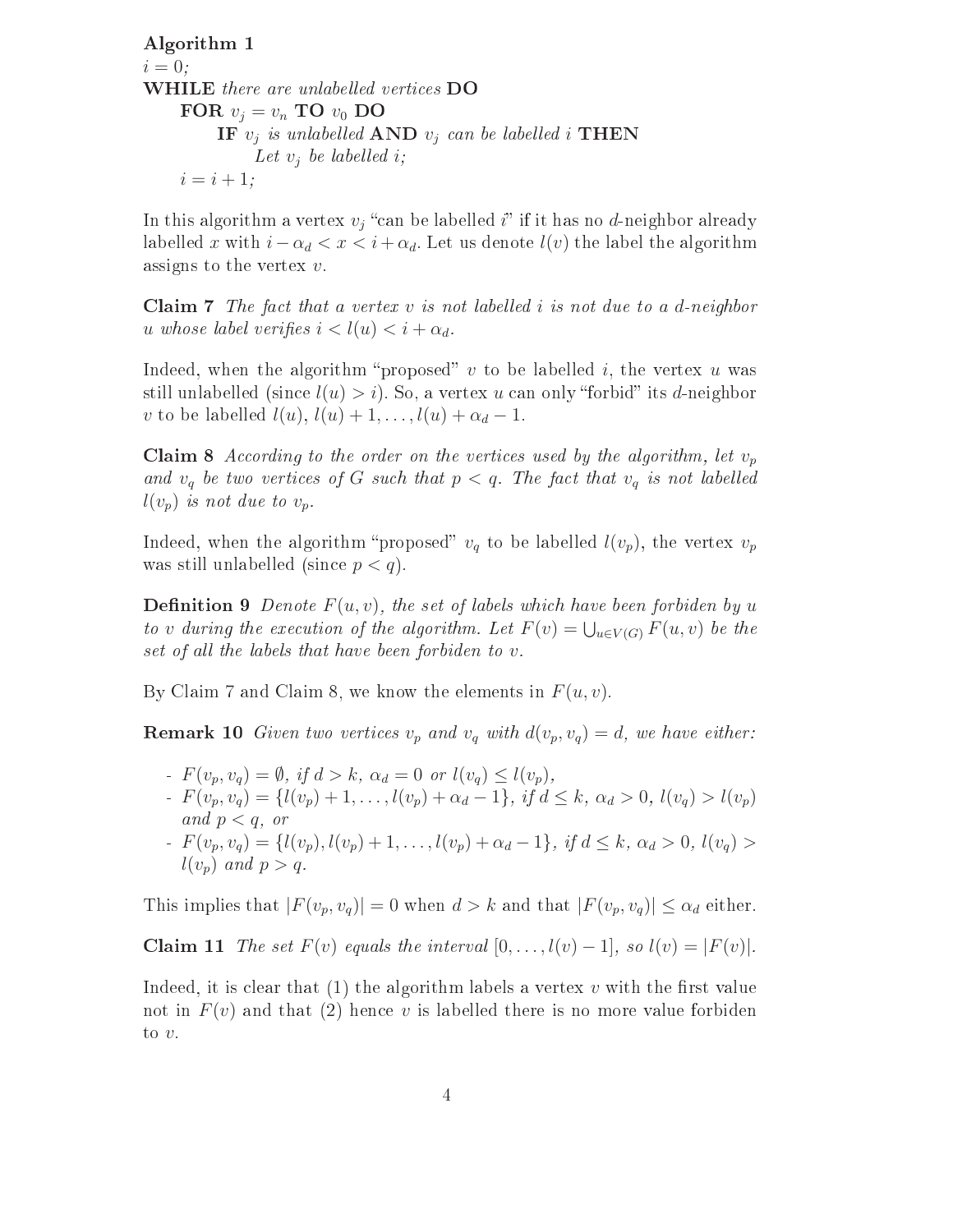**Algorithm 1**

*i* = 0;

**WHILE** *there are unlabelled vertices* **DO**

  **FOR** $v_j = v_n$ **TO** $v_0$ **DO**

    **IF** $v_j$ *is unlabelled* **AND** $v_j$ *can be labelled* $i$ **THEN**

      *Let* $v_j$ *be labelled* $i$;

  $i = i + 1$;

In this algorithm a vertex $v_j$ "can be labelled $i$" if it has no $d$-neighbor already labelled $x$ with $i - \alpha_d < x < i + \alpha_d$. Let us denote $l(v)$ the label the algorithm assigns to the vertex $v$.

**Claim 7** *The fact that a vertex* $v$ *is not labelled* $i$ *is not due to a* $d$*-neighbor* $u$ *whose label verifies* $i < l(u) < i + \alpha_d$.

Indeed, when the algorithm "proposed" $v$ to be labelled $i$, the vertex $u$ was still unlabelled (since $l(u) > i$). So, a vertex $u$ can only "forbid" its $d$-neighbor $v$ to be labelled $l(u), l(u) + 1, \ldots, l(u) + \alpha_d - 1$.

**Claim 8** *According to the order on the vertices used by the algorithm, let* $v_p$ *and* $v_q$ *be two vertices of* $G$ *such that* $p < q$. *The fact that* $v_q$ *is not labelled* $l(v_p)$ *is not due to* $v_p$.

Indeed, when the algorithm "proposed" $v_q$ to be labelled $l(v_p)$, the vertex $v_p$ was still unlabelled (since $p < q$).

**Definition 9** *Denote* $F(u, v)$, *the set of labels which have been forbiden by* $u$ *to* $v$ *during the execution of the algorithm. Let* $F(v) = \bigcup_{u \in V(G)} F(u, v)$ *be the set of all the labels that have been forbiden to* $v$.

By Claim 7 and Claim 8, we know the elements in $F(u, v)$.

**Remark 10** *Given two vertices* $v_p$ *and* $v_q$ *with* $d(v_p, v_q) = d$, *we have either:*

- $F(v_p, v_q) = \emptyset$, *if* $d > k$, $\alpha_d = 0$ *or* $l(v_q) \leq l(v_p)$,
- $F(v_p, v_q) = \{l(v_p) + 1, \ldots, l(v_p) + \alpha_d - 1\}$, *if* $d \leq k$, $\alpha_d > 0$, $l(v_q) > l(v_p)$ *and* $p < q$, *or*
- $F(v_p, v_q) = \{l(v_p), l(v_p) + 1, \ldots, l(v_p) + \alpha_d - 1\}$, *if* $d \leq k$, $\alpha_d > 0$, $l(v_q) > l(v_p)$ *and* $p > q$.

This implies that $|F(v_p, v_q)| = 0$ when $d > k$ and that $|F(v_p, v_q)| \leq \alpha_d$ either.

**Claim 11** *The set* $F(v)$ *equals the interval* $[0, \ldots, l(v) - 1]$, *so* $l(v) = |F(v)|$.

Indeed, it is clear that (1) the algorithm labels a vertex $v$ with the first value not in $F(v)$ and that (2) hence $v$ is labelled there is no more value forbiden to $v$.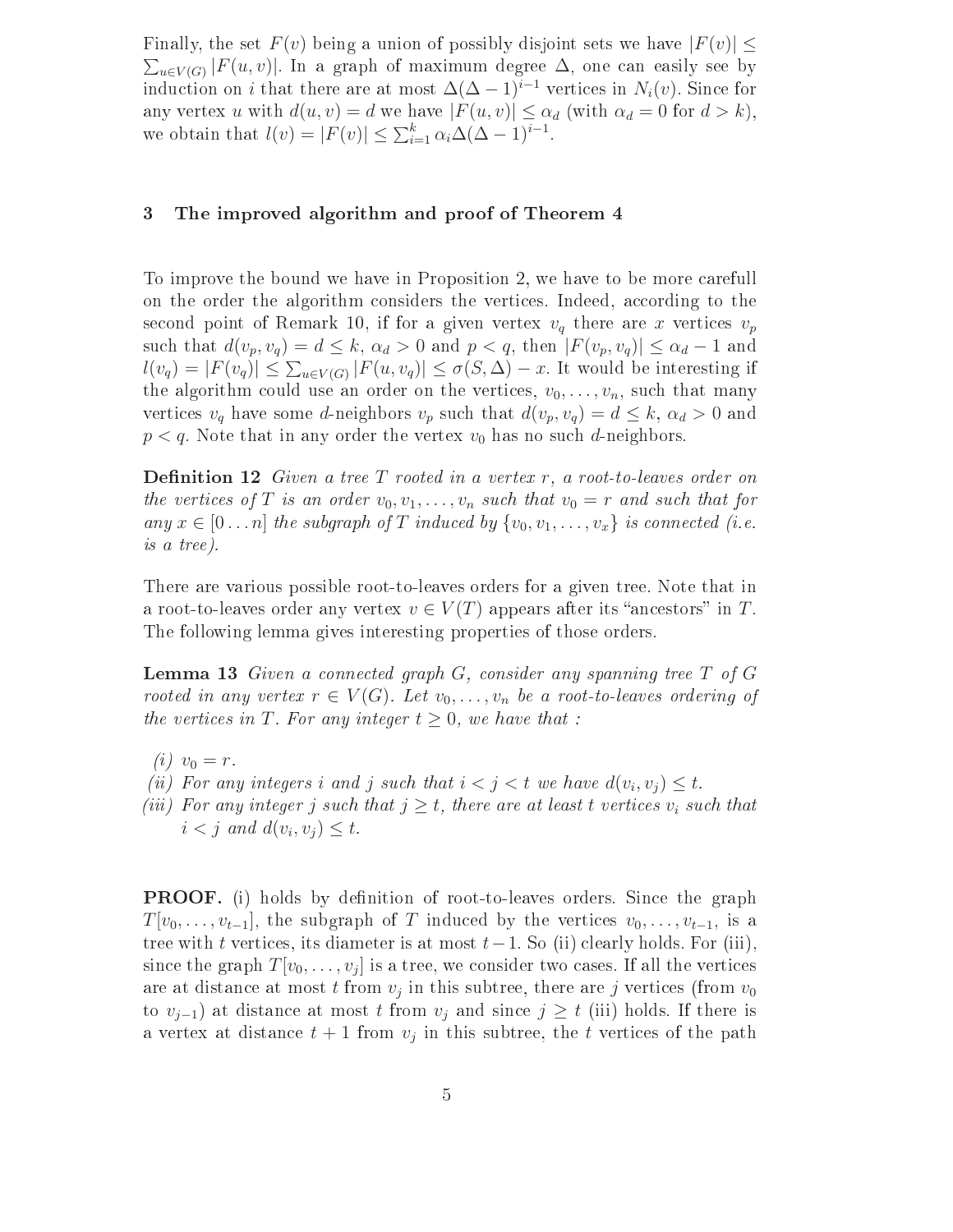Finally, the set $F(v)$ being a union of possibly disjoint sets we have $|F(v)| \leq \sum_{u \in V(G)} |F(u,v)|$. In a graph of maximum degree $\Delta$, one can easily see by induction on $i$ that there are at most $\Delta(\Delta-1)^{i-1}$ vertices in $N_i(v)$. Since for any vertex $u$ with $d(u,v) = d$ we have $|F(u,v)| \leq \alpha_d$ (with $\alpha_d = 0$ for $d > k$), we obtain that $l(v) = |F(v)| \leq \sum_{i=1}^{k} \alpha_i \Delta(\Delta-1)^{i-1}$.

## 3 The improved algorithm and proof of Theorem 4

To improve the bound we have in Proposition 2, we have to be more carefull on the order the algorithm considers the vertices. Indeed, according to the second point of Remark 10, if for a given vertex $v_q$ there are $x$ vertices $v_p$ such that $d(v_p, v_q) = d \leq k$, $\alpha_d > 0$ and $p < q$, then $|F(v_p, v_q)| \leq \alpha_d - 1$ and $l(v_q) = |F(v_q)| \leq \sum_{u \in V(G)} |F(u, v_q)| \leq \sigma(S, \Delta) - x$. It would be interesting if the algorithm could use an order on the vertices, $v_0, \ldots, v_n$, such that many vertices $v_q$ have some $d$-neighbors $v_p$ such that $d(v_p, v_q) = d \leq k$, $\alpha_d > 0$ and $p < q$. Note that in any order the vertex $v_0$ has no such $d$-neighbors.

**Definition 12** *Given a tree $T$ rooted in a vertex $r$, a root-to-leaves order on the vertices of $T$ is an order $v_0, v_1, \ldots, v_n$ such that $v_0 = r$ and such that for any $x \in [0 \ldots n]$ the subgraph of $T$ induced by $\{v_0, v_1, \ldots, v_x\}$ is connected (i.e. is a tree).*

There are various possible root-to-leaves orders for a given tree. Note that in a root-to-leaves order any vertex $v \in V(T)$ appears after its "ancestors" in $T$. The following lemma gives interesting properties of those orders.

**Lemma 13** *Given a connected graph $G$, consider any spanning tree $T$ of $G$ rooted in any vertex $r \in V(G)$. Let $v_0, \ldots, v_n$ be a root-to-leaves ordering of the vertices in $T$. For any integer $t \geq 0$, we have that :*

*(i)* $v_0 = r$.
*(ii)* *For any integers $i$ and $j$ such that $i < j < t$ we have $d(v_i, v_j) \leq t$.*
*(iii)* *For any integer $j$ such that $j \geq t$, there are at least $t$ vertices $v_i$ such that $i < j$ and $d(v_i, v_j) \leq t$.*

**PROOF.** (i) holds by definition of root-to-leaves orders. Since the graph $T[v_0, \ldots, v_{t-1}]$, the subgraph of $T$ induced by the vertices $v_0, \ldots, v_{t-1}$, is a tree with $t$ vertices, its diameter is at most $t-1$. So (ii) clearly holds. For (iii), since the graph $T[v_0, \ldots, v_j]$ is a tree, we consider two cases. If all the vertices are at distance at most $t$ from $v_j$ in this subtree, there are $j$ vertices (from $v_0$ to $v_{j-1}$) at distance at most $t$ from $v_j$ and since $j \geq t$ (iii) holds. If there is a vertex at distance $t+1$ from $v_j$ in this subtree, the $t$ vertices of the path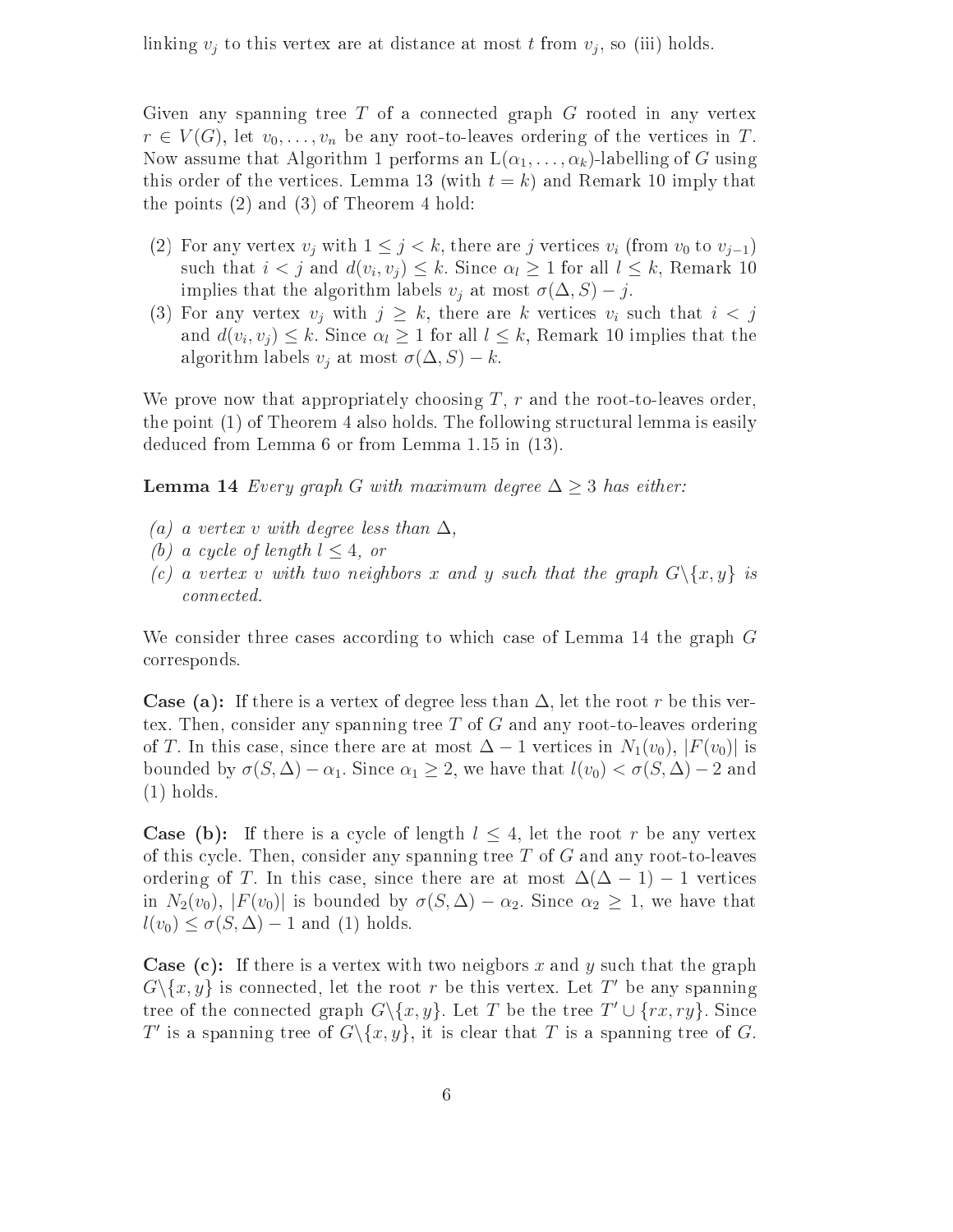linking $v_j$ to this vertex are at distance at most $t$ from $v_j$, so (iii) holds.

Given any spanning tree $T$ of a connected graph $G$ rooted in any vertex $r \in V(G)$, let $v_0, \ldots, v_n$ be any root-to-leaves ordering of the vertices in $T$. Now assume that Algorithm 1 performs an $\mathrm{L}(\alpha_1, \ldots, \alpha_k)$-labelling of $G$ using this order of the vertices. Lemma 13 (with $t = k$) and Remark 10 imply that the points (2) and (3) of Theorem 4 hold:

(2) For any vertex $v_j$ with $1 \leq j < k$, there are $j$ vertices $v_i$ (from $v_0$ to $v_{j-1}$) such that $i < j$ and $d(v_i, v_j) \leq k$. Since $\alpha_l \geq 1$ for all $l \leq k$, Remark 10 implies that the algorithm labels $v_j$ at most $\sigma(\Delta, S) - j$.

(3) For any vertex $v_j$ with $j \geq k$, there are $k$ vertices $v_i$ such that $i < j$ and $d(v_i, v_j) \leq k$. Since $\alpha_l \geq 1$ for all $l \leq k$, Remark 10 implies that the algorithm labels $v_j$ at most $\sigma(\Delta, S) - k$.

We prove now that appropriately choosing $T$, $r$ and the root-to-leaves order, the point (1) of Theorem 4 also holds. The following structural lemma is easily deduced from Lemma 6 or from Lemma 1.15 in (13).

**Lemma 14** *Every graph $G$ with maximum degree $\Delta \geq 3$ has either:*

*(a) a vertex $v$ with degree less than $\Delta$,*
*(b) a cycle of length $l \leq 4$, or*
*(c) a vertex $v$ with two neighbors $x$ and $y$ such that the graph $G \backslash \{x, y\}$ is connected.*

We consider three cases according to which case of Lemma 14 the graph $G$ corresponds.

**Case (a):** If there is a vertex of degree less than $\Delta$, let the root $r$ be this vertex. Then, consider any spanning tree $T$ of $G$ and any root-to-leaves ordering of $T$. In this case, since there are at most $\Delta - 1$ vertices in $N_1(v_0)$, $|F(v_0)|$ is bounded by $\sigma(S, \Delta) - \alpha_1$. Since $\alpha_1 \geq 2$, we have that $l(v_0) < \sigma(S, \Delta) - 2$ and (1) holds.

**Case (b):** If there is a cycle of length $l \leq 4$, let the root $r$ be any vertex of this cycle. Then, consider any spanning tree $T$ of $G$ and any root-to-leaves ordering of $T$. In this case, since there are at most $\Delta(\Delta - 1) - 1$ vertices in $N_2(v_0)$, $|F(v_0)|$ is bounded by $\sigma(S, \Delta) - \alpha_2$. Since $\alpha_2 \geq 1$, we have that $l(v_0) \leq \sigma(S, \Delta) - 1$ and (1) holds.

**Case (c):** If there is a vertex with two neigbors $x$ and $y$ such that the graph $G \backslash \{x, y\}$ is connected, let the root $r$ be this vertex. Let $T'$ be any spanning tree of the connected graph $G \backslash \{x, y\}$. Let $T$ be the tree $T' \cup \{rx, ry\}$. Since $T'$ is a spanning tree of $G \backslash \{x, y\}$, it is clear that $T$ is a spanning tree of $G$.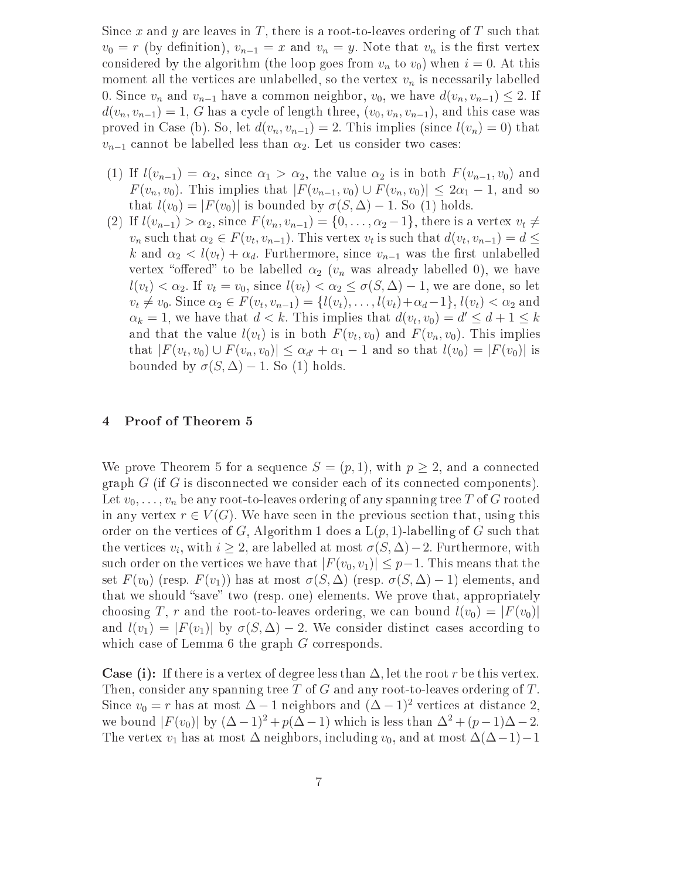Since $x$ and $y$ are leaves in $T$, there is a root-to-leaves ordering of $T$ such that $v_0 = r$ (by definition), $v_{n-1} = x$ and $v_n = y$. Note that $v_n$ is the first vertex considered by the algorithm (the loop goes from $v_n$ to $v_0$) when $i = 0$. At this moment all the vertices are unlabelled, so the vertex $v_n$ is necessarily labelled 0. Since $v_n$ and $v_{n-1}$ have a common neighbor, $v_0$, we have $d(v_n, v_{n-1}) \leq 2$. If $d(v_n, v_{n-1}) = 1$, $G$ has a cycle of length three, $(v_0, v_n, v_{n-1})$, and this case was proved in Case (b). So, let $d(v_n, v_{n-1}) = 2$. This implies (since $l(v_n) = 0$) that $v_{n-1}$ cannot be labelled less than $\alpha_2$. Let us consider two cases:

(1) If $l(v_{n-1}) = \alpha_2$, since $\alpha_1 > \alpha_2$, the value $\alpha_2$ is in both $F(v_{n-1}, v_0)$ and $F(v_n, v_0)$. This implies that $|F(v_{n-1}, v_0) \cup F(v_n, v_0)| \leq 2\alpha_1 - 1$, and so that $l(v_0) = |F(v_0)|$ is bounded by $\sigma(S, \Delta) - 1$. So (1) holds.

(2) If $l(v_{n-1}) > \alpha_2$, since $F(v_n, v_{n-1}) = \{0, \ldots, \alpha_2 - 1\}$, there is a vertex $v_t \neq v_n$ such that $\alpha_2 \in F(v_t, v_{n-1})$. This vertex $v_t$ is such that $d(v_t, v_{n-1}) = d \leq k$ and $\alpha_2 < l(v_t) + \alpha_d$. Furthermore, since $v_{n-1}$ was the first unlabelled vertex "offered" to be labelled $\alpha_2$ ($v_n$ was already labelled 0), we have $l(v_t) < \alpha_2$. If $v_t = v_0$, since $l(v_t) < \alpha_2 \leq \sigma(S, \Delta) - 1$, we are done, so let $v_t \neq v_0$. Since $\alpha_2 \in F(v_t, v_{n-1}) = \{l(v_t), \ldots, l(v_t) + \alpha_d - 1\}$, $l(v_t) < \alpha_2$ and $\alpha_k = 1$, we have that $d < k$. This implies that $d(v_t, v_0) = d' \leq d + 1 \leq k$ and that the value $l(v_t)$ is in both $F(v_t, v_0)$ and $F(v_n, v_0)$. This implies that $|F(v_t, v_0) \cup F(v_n, v_0)| \leq \alpha_{d'} + \alpha_1 - 1$ and so that $l(v_0) = |F(v_0)|$ is bounded by $\sigma(S, \Delta) - 1$. So (1) holds.

## 4 Proof of Theorem 5

We prove Theorem 5 for a sequence $S = (p, 1)$, with $p \geq 2$, and a connected graph $G$ (if $G$ is disconnected we consider each of its connected components). Let $v_0, \ldots, v_n$ be any root-to-leaves ordering of any spanning tree $T$ of $G$ rooted in any vertex $r \in V(G)$. We have seen in the previous section that, using this order on the vertices of $G$, Algorithm 1 does a L$(p,1)$-labelling of $G$ such that the vertices $v_i$, with $i \geq 2$, are labelled at most $\sigma(S, \Delta) - 2$. Furthermore, with such order on the vertices we have that $|F(v_0, v_1)| \leq p - 1$. This means that the set $F(v_0)$ (resp. $F(v_1)$) has at most $\sigma(S, \Delta)$ (resp. $\sigma(S, \Delta) - 1$) elements, and that we should "save" two (resp. one) elements. We prove that, appropriately choosing $T$, $r$ and the root-to-leaves ordering, we can bound $l(v_0) = |F(v_0)|$ and $l(v_1) = |F(v_1)|$ by $\sigma(S, \Delta) - 2$. We consider distinct cases according to which case of Lemma 6 the graph $G$ corresponds.

**Case (i):** If there is a vertex of degree less than $\Delta$, let the root $r$ be this vertex. Then, consider any spanning tree $T$ of $G$ and any root-to-leaves ordering of $T$. Since $v_0 = r$ has at most $\Delta - 1$ neighbors and $(\Delta - 1)^2$ vertices at distance 2, we bound $|F(v_0)|$ by $(\Delta - 1)^2 + p(\Delta - 1)$ which is less than $\Delta^2 + (p - 1)\Delta - 2$. The vertex $v_1$ has at most $\Delta$ neighbors, including $v_0$, and at most $\Delta(\Delta - 1) - 1$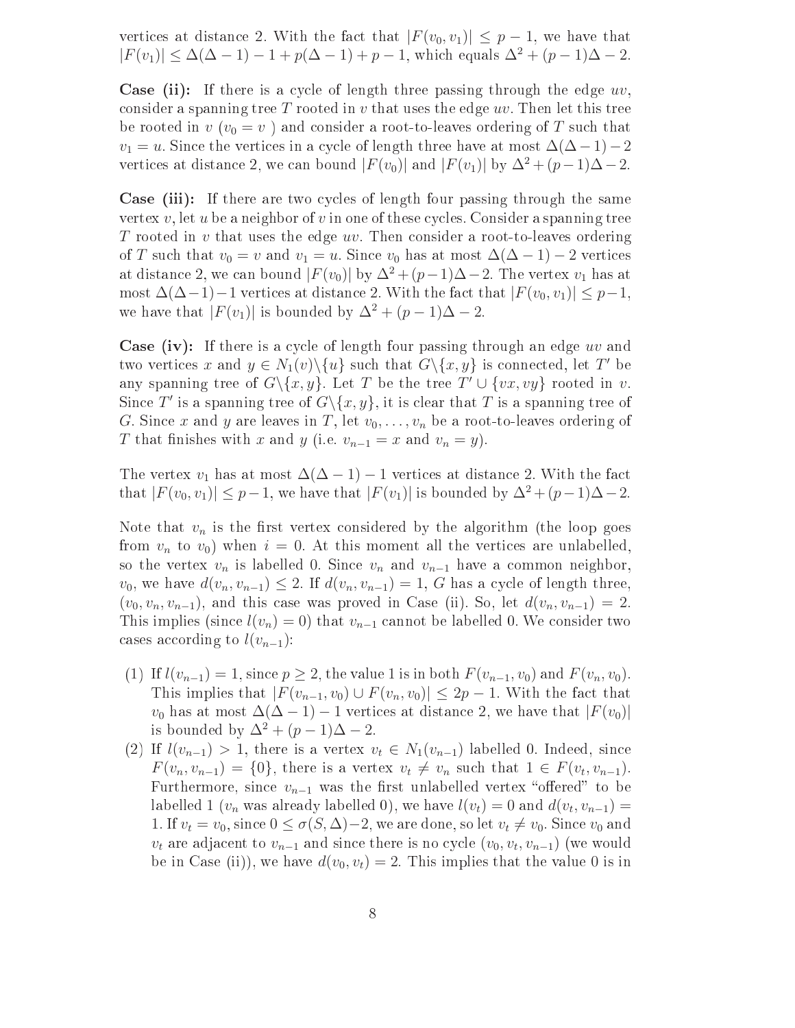vertices at distance 2. With the fact that $|F(v_0, v_1)| \leq p-1$, we have that $|F(v_1)| \leq \Delta(\Delta-1) - 1 + p(\Delta-1) + p - 1$, which equals $\Delta^2 + (p-1)\Delta - 2$.

**Case (ii):** If there is a cycle of length three passing through the edge $uv$, consider a spanning tree $T$ rooted in $v$ that uses the edge $uv$. Then let this tree be rooted in $v$ ($v_0 = v$ ) and consider a root-to-leaves ordering of $T$ such that $v_1 = u$. Since the vertices in a cycle of length three have at most $\Delta(\Delta-1)-2$ vertices at distance 2, we can bound $|F(v_0)|$ and $|F(v_1)|$ by $\Delta^2 + (p-1)\Delta - 2$.

**Case (iii):** If there are two cycles of length four passing through the same vertex $v$, let $u$ be a neighbor of $v$ in one of these cycles. Consider a spanning tree $T$ rooted in $v$ that uses the edge $uv$. Then consider a root-to-leaves ordering of $T$ such that $v_0 = v$ and $v_1 = u$. Since $v_0$ has at most $\Delta(\Delta-1)-2$ vertices at distance 2, we can bound $|F(v_0)|$ by $\Delta^2+(p-1)\Delta-2$. The vertex $v_1$ has at most $\Delta(\Delta-1)-1$ vertices at distance 2. With the fact that $|F(v_0, v_1)| \leq p-1$, we have that $|F(v_1)|$ is bounded by $\Delta^2 + (p-1)\Delta - 2$.

**Case (iv):** If there is a cycle of length four passing through an edge $uv$ and two vertices $x$ and $y \in N_1(v)\backslash\{u\}$ such that $G\backslash\{x, y\}$ is connected, let $T'$ be any spanning tree of $G\backslash\{x, y\}$. Let $T$ be the tree $T' \cup \{vx, vy\}$ rooted in $v$. Since $T'$ is a spanning tree of $G\backslash\{x, y\}$, it is clear that $T$ is a spanning tree of $G$. Since $x$ and $y$ are leaves in $T$, let $v_0, \ldots, v_n$ be a root-to-leaves ordering of $T$ that finishes with $x$ and $y$ (i.e. $v_{n-1} = x$ and $v_n = y$).

The vertex $v_1$ has at most $\Delta(\Delta-1)-1$ vertices at distance 2. With the fact that $|F(v_0, v_1)| \leq p-1$, we have that $|F(v_1)|$ is bounded by $\Delta^2+(p-1)\Delta-2$.

Note that $v_n$ is the first vertex considered by the algorithm (the loop goes from $v_n$ to $v_0$) when $i = 0$. At this moment all the vertices are unlabelled, so the vertex $v_n$ is labelled 0. Since $v_n$ and $v_{n-1}$ have a common neighbor, $v_0$, we have $d(v_n, v_{n-1}) \leq 2$. If $d(v_n, v_{n-1}) = 1$, $G$ has a cycle of length three, $(v_0, v_n, v_{n-1})$, and this case was proved in Case (ii). So, let $d(v_n, v_{n-1}) = 2$. This implies (since $l(v_n) = 0$) that $v_{n-1}$ cannot be labelled 0. We consider two cases according to $l(v_{n-1})$:

(1) If $l(v_{n-1}) = 1$, since $p \geq 2$, the value 1 is in both $F(v_{n-1}, v_0)$ and $F(v_n, v_0)$. This implies that $|F(v_{n-1}, v_0) \cup F(v_n, v_0)| \leq 2p-1$. With the fact that $v_0$ has at most $\Delta(\Delta-1)-1$ vertices at distance 2, we have that $|F(v_0)|$ is bounded by $\Delta^2 + (p-1)\Delta - 2$.

(2) If $l(v_{n-1}) > 1$, there is a vertex $v_t \in N_1(v_{n-1})$ labelled 0. Indeed, since $F(v_n, v_{n-1}) = \{0\}$, there is a vertex $v_t \neq v_n$ such that $1 \in F(v_t, v_{n-1})$. Furthermore, since $v_{n-1}$ was the first unlabelled vertex "offered" to be labelled 1 ($v_n$ was already labelled 0), we have $l(v_t) = 0$ and $d(v_t, v_{n-1}) = 1$. If $v_t = v_0$, since $0 \leq \sigma(S, \Delta)-2$, we are done, so let $v_t \neq v_0$. Since $v_0$ and $v_t$ are adjacent to $v_{n-1}$ and since there is no cycle $(v_0, v_t, v_{n-1})$ (we would be in Case (ii)), we have $d(v_0, v_t) = 2$. This implies that the value 0 is in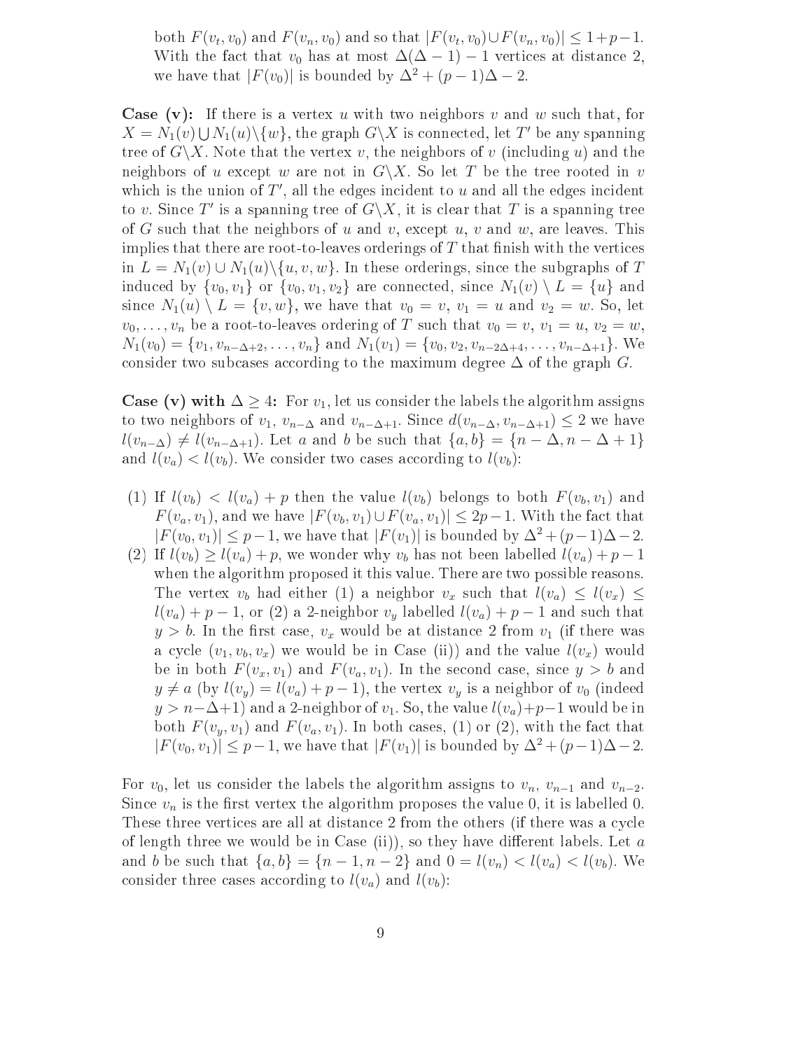both $F(v_t, v_0)$ and $F(v_n, v_0)$ and so that $|F(v_t, v_0) \cup F(v_n, v_0)| \leq 1 + p - 1$. With the fact that $v_0$ has at most $\Delta(\Delta - 1) - 1$ vertices at distance 2, we have that $|F(v_0)|$ is bounded by $\Delta^2 + (p-1)\Delta - 2$.

**Case (v):** If there is a vertex $u$ with two neighbors $v$ and $w$ such that, for $X = N_1(v) \bigcup N_1(u) \backslash \{w\}$, the graph $G \backslash X$ is connected, let $T'$ be any spanning tree of $G \backslash X$. Note that the vertex $v$, the neighbors of $v$ (including $u$) and the neighbors of $u$ except $w$ are not in $G \backslash X$. So let $T$ be the tree rooted in $v$ which is the union of $T'$, all the edges incident to $u$ and all the edges incident to $v$. Since $T'$ is a spanning tree of $G \backslash X$, it is clear that $T$ is a spanning tree of $G$ such that the neighbors of $u$ and $v$, except $u$, $v$ and $w$, are leaves. This implies that there are root-to-leaves orderings of $T$ that finish with the vertices in $L = N_1(v) \cup N_1(u) \backslash \{u, v, w\}$. In these orderings, since the subgraphs of $T$ induced by $\{v_0, v_1\}$ or $\{v_0, v_1, v_2\}$ are connected, since $N_1(v) \setminus L = \{u\}$ and since $N_1(u) \setminus L = \{v, w\}$, we have that $v_0 = v$, $v_1 = u$ and $v_2 = w$. So, let $v_0, \ldots, v_n$ be a root-to-leaves ordering of $T$ such that $v_0 = v$, $v_1 = u$, $v_2 = w$, $N_1(v_0) = \{v_1, v_{n-\Delta+2}, \ldots, v_n\}$ and $N_1(v_1) = \{v_0, v_2, v_{n-2\Delta+4}, \ldots, v_{n-\Delta+1}\}$. We consider two subcases according to the maximum degree $\Delta$ of the graph $G$.

**Case (v) with $\Delta \geq 4$:** For $v_1$, let us consider the labels the algorithm assigns to two neighbors of $v_1$, $v_{n-\Delta}$ and $v_{n-\Delta+1}$. Since $d(v_{n-\Delta}, v_{n-\Delta+1}) \leq 2$ we have $l(v_{n-\Delta}) \neq l(v_{n-\Delta+1})$. Let $a$ and $b$ be such that $\{a, b\} = \{n - \Delta, n - \Delta + 1\}$ and $l(v_a) < l(v_b)$. We consider two cases according to $l(v_b)$:

(1) If $l(v_b) < l(v_a) + p$ then the value $l(v_b)$ belongs to both $F(v_b, v_1)$ and $F(v_a, v_1)$, and we have $|F(v_b, v_1) \cup F(v_a, v_1)| \leq 2p - 1$. With the fact that $|F(v_0, v_1)| \leq p - 1$, we have that $|F(v_1)|$ is bounded by $\Delta^2 + (p-1)\Delta - 2$.

(2) If $l(v_b) \geq l(v_a) + p$, we wonder why $v_b$ has not been labelled $l(v_a) + p - 1$ when the algorithm proposed it this value. There are two possible reasons. The vertex $v_b$ had either (1) a neighbor $v_x$ such that $l(v_a) \leq l(v_x) \leq l(v_a) + p - 1$, or (2) a 2-neighbor $v_y$ labelled $l(v_a) + p - 1$ and such that $y > b$. In the first case, $v_x$ would be at distance 2 from $v_1$ (if there was a cycle $(v_1, v_b, v_x)$ we would be in Case (ii)) and the value $l(v_x)$ would be in both $F(v_x, v_1)$ and $F(v_a, v_1)$. In the second case, since $y > b$ and $y \neq a$ (by $l(v_y) = l(v_a) + p - 1$), the vertex $v_y$ is a neighbor of $v_0$ (indeed $y > n - \Delta + 1$) and a 2-neighbor of $v_1$. So, the value $l(v_a) + p - 1$ would be in both $F(v_y, v_1)$ and $F(v_a, v_1)$. In both cases, (1) or (2), with the fact that $|F(v_0, v_1)| \leq p - 1$, we have that $|F(v_1)|$ is bounded by $\Delta^2 + (p-1)\Delta - 2$.

For $v_0$, let us consider the labels the algorithm assigns to $v_n$, $v_{n-1}$ and $v_{n-2}$. Since $v_n$ is the first vertex the algorithm proposes the value 0, it is labelled 0. These three vertices are all at distance 2 from the others (if there was a cycle of length three we would be in Case (ii)), so they have different labels. Let $a$ and $b$ be such that $\{a, b\} = \{n - 1, n - 2\}$ and $0 = l(v_n) < l(v_a) < l(v_b)$. We consider three cases according to $l(v_a)$ and $l(v_b)$: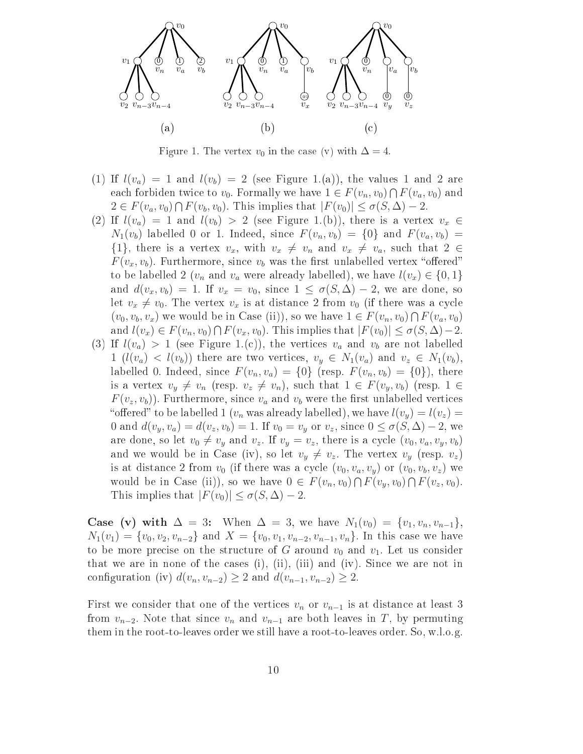Figure 1. The vertex $v_0$ in the case (v) with $\Delta = 4$.

(1) If $l(v_a) = 1$ and $l(v_b) = 2$ (see Figure 1.(a)), the values 1 and 2 are each forbiden twice to $v_0$. Formally we have $1 \in F(v_n, v_0) \bigcap F(v_a, v_0)$ and $2 \in F(v_a, v_0) \bigcap F(v_b, v_0)$. This implies that $|F(v_0)| \leq \sigma(S, \Delta) - 2$.

(2) If $l(v_a) = 1$ and $l(v_b) > 2$ (see Figure 1.(b)), there is a vertex $v_x \in N_1(v_b)$ labelled 0 or 1. Indeed, since $F(v_n, v_b) = \{0\}$ and $F(v_a, v_b) = \{1\}$, there is a vertex $v_x$, with $v_x \neq v_n$ and $v_x \neq v_a$, such that $2 \in F(v_x, v_b)$. Furthermore, since $v_b$ was the first unlabelled vertex "offered" to be labelled 2 ($v_n$ and $v_a$ were already labelled), we have $l(v_x) \in \{0, 1\}$ and $d(v_x, v_b) = 1$. If $v_x = v_0$, since $1 \leq \sigma(S, \Delta) - 2$, we are done, so let $v_x \neq v_0$. The vertex $v_x$ is at distance 2 from $v_0$ (if there was a cycle $(v_0, v_b, v_x)$ we would be in Case (ii)), so we have $1 \in F(v_n, v_0) \bigcap F(v_a, v_0)$ and $l(v_x) \in F(v_n, v_0) \bigcap F(v_x, v_0)$. This implies that $|F(v_0)| \leq \sigma(S, \Delta) - 2$.

(3) If $l(v_a) > 1$ (see Figure 1.(c)), the vertices $v_a$ and $v_b$ are not labelled 1 ($l(v_a) < l(v_b)$) there are two vertices, $v_y \in N_1(v_a)$ and $v_z \in N_1(v_b)$, labelled 0. Indeed, since $F(v_n, v_a) = \{0\}$ (resp. $F(v_n, v_b) = \{0\}$), there is a vertex $v_y \neq v_n$ (resp. $v_z \neq v_n$), such that $1 \in F(v_y, v_b)$ (resp. $1 \in F(v_z, v_b)$). Furthermore, since $v_a$ and $v_b$ were the first unlabelled vertices "offered" to be labelled 1 ($v_n$ was already labelled), we have $l(v_y) = l(v_z) = 0$ and $d(v_y, v_a) = d(v_z, v_b) = 1$. If $v_0 = v_y$ or $v_z$, since $0 \leq \sigma(S, \Delta) - 2$, we are done, so let $v_0 \neq v_y$ and $v_z$. If $v_y = v_z$, there is a cycle $(v_0, v_a, v_y, v_b)$ and we would be in Case (iv), so let $v_y \neq v_z$. The vertex $v_y$ (resp. $v_z$) is at distance 2 from $v_0$ (if there was a cycle $(v_0, v_a, v_y)$ or $(v_0, v_b, v_z)$ we would be in Case (ii)), so we have $0 \in F(v_n, v_0) \bigcap F(v_y, v_0) \bigcap F(v_z, v_0)$. This implies that $|F(v_0)| \leq \sigma(S, \Delta) - 2$.

**Case (v) with $\Delta = 3$:** When $\Delta = 3$, we have $N_1(v_0) = \{v_1, v_n, v_{n-1}\}$, $N_1(v_1) = \{v_0, v_2, v_{n-2}\}$ and $X = \{v_0, v_1, v_{n-2}, v_{n-1}, v_n\}$. In this case we have to be more precise on the structure of $G$ around $v_0$ and $v_1$. Let us consider that we are in none of the cases (i), (ii), (iii) and (iv). Since we are not in configuration (iv) $d(v_n, v_{n-2}) \geq 2$ and $d(v_{n-1}, v_{n-2}) \geq 2$.

First we consider that one of the vertices $v_n$ or $v_{n-1}$ is at distance at least 3 from $v_{n-2}$. Note that since $v_n$ and $v_{n-1}$ are both leaves in $T$, by permuting them in the root-to-leaves order we still have a root-to-leaves order. So, w.l.o.g.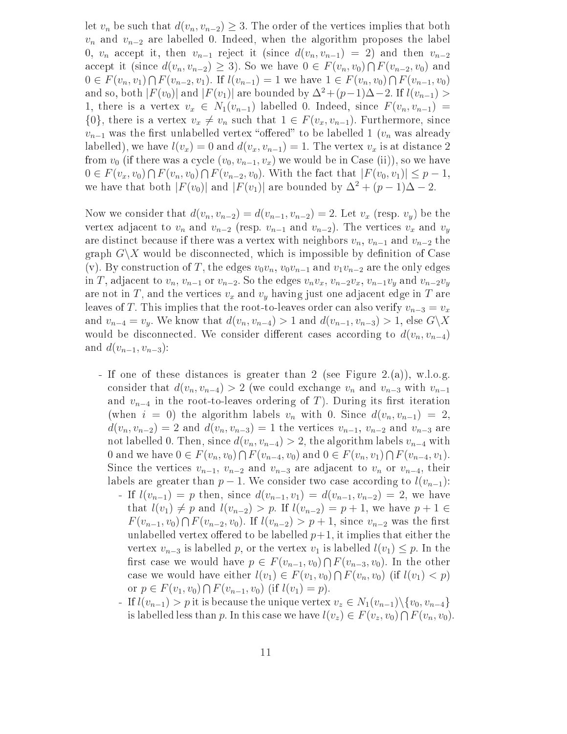let $v_n$ be such that $d(v_n, v_{n-2}) \geq 3$. The order of the vertices implies that both $v_n$ and $v_{n-2}$ are labelled 0. Indeed, when the algorithm proposes the label 0, $v_n$ accept it, then $v_{n-1}$ reject it (since $d(v_n, v_{n-1}) = 2$) and then $v_{n-2}$ accept it (since $d(v_n, v_{n-2}) \geq 3$). So we have $0 \in F(v_n, v_0) \bigcap F(v_{n-2}, v_0)$ and $0 \in F(v_n, v_1) \bigcap F(v_{n-2}, v_1)$. If $l(v_{n-1}) = 1$ we have $1 \in F(v_n, v_0) \bigcap F(v_{n-1}, v_0)$ and so, both $|F(v_0)|$ and $|F(v_1)|$ are bounded by $\Delta^2 + (p-1)\Delta - 2$. If $l(v_{n-1}) > 1$, there is a vertex $v_x \in N_1(v_{n-1})$ labelled 0. Indeed, since $F(v_n, v_{n-1}) = \{0\}$, there is a vertex $v_x \neq v_n$ such that $1 \in F(v_x, v_{n-1})$. Furthermore, since $v_{n-1}$ was the first unlabelled vertex "offered" to be labelled 1 ($v_n$ was already labelled), we have $l(v_x) = 0$ and $d(v_x, v_{n-1}) = 1$. The vertex $v_x$ is at distance 2 from $v_0$ (if there was a cycle $(v_0, v_{n-1}, v_x)$ we would be in Case (ii)), so we have $0 \in F(v_x, v_0) \bigcap F(v_n, v_0) \bigcap F(v_{n-2}, v_0)$. With the fact that $|F(v_0, v_1)| \leq p - 1$, we have that both $|F(v_0)|$ and $|F(v_1)|$ are bounded by $\Delta^2 + (p-1)\Delta - 2$.

Now we consider that $d(v_n, v_{n-2}) = d(v_{n-1}, v_{n-2}) = 2$. Let $v_x$ (resp. $v_y$) be the vertex adjacent to $v_n$ and $v_{n-2}$ (resp. $v_{n-1}$ and $v_{n-2}$). The vertices $v_x$ and $v_y$ are distinct because if there was a vertex with neighbors $v_n$, $v_{n-1}$ and $v_{n-2}$ the graph $G \backslash X$ would be disconnected, which is impossible by definition of Case (v). By construction of $T$, the edges $v_0v_n$, $v_0v_{n-1}$ and $v_1v_{n-2}$ are the only edges in $T$, adjacent to $v_n$, $v_{n-1}$ or $v_{n-2}$. So the edges $v_nv_x$, $v_{n-2}v_x$, $v_{n-1}v_y$ and $v_{n-2}v_y$ are not in $T$, and the vertices $v_x$ and $v_y$ having just one adjacent edge in $T$ are leaves of $T$. This implies that the root-to-leaves order can also verify $v_{n-3} = v_x$ and $v_{n-4} = v_y$. We know that $d(v_n, v_{n-4}) > 1$ and $d(v_{n-1}, v_{n-3}) > 1$, else $G \backslash X$ would be disconnected. We consider different cases according to $d(v_n, v_{n-4})$ and $d(v_{n-1}, v_{n-3})$:

- If one of these distances is greater than 2 (see Figure 2.(a)), w.l.o.g. consider that $d(v_n, v_{n-4}) > 2$ (we could exchange $v_n$ and $v_{n-3}$ with $v_{n-1}$ and $v_{n-4}$ in the root-to-leaves ordering of $T$). During its first iteration (when $i = 0$) the algorithm labels $v_n$ with 0. Since $d(v_n, v_{n-1}) = 2$, $d(v_n, v_{n-2}) = 2$ and $d(v_n, v_{n-3}) = 1$ the vertices $v_{n-1}$, $v_{n-2}$ and $v_{n-3}$ are not labelled 0. Then, since $d(v_n, v_{n-4}) > 2$, the algorithm labels $v_{n-4}$ with 0 and we have $0 \in F(v_n, v_0) \bigcap F(v_{n-4}, v_0)$ and $0 \in F(v_n, v_1) \bigcap F(v_{n-4}, v_1)$. Since the vertices $v_{n-1}$, $v_{n-2}$ and $v_{n-3}$ are adjacent to $v_n$ or $v_{n-4}$, their labels are greater than $p - 1$. We consider two case according to $l(v_{n-1})$:
  - If $l(v_{n-1}) = p$ then, since $d(v_{n-1}, v_1) = d(v_{n-1}, v_{n-2}) = 2$, we have that $l(v_1) \neq p$ and $l(v_{n-2}) > p$. If $l(v_{n-2}) = p + 1$, we have $p + 1 \in F(v_{n-1}, v_0) \bigcap F(v_{n-2}, v_0)$. If $l(v_{n-2}) > p + 1$, since $v_{n-2}$ was the first unlabelled vertex offered to be labelled $p+1$, it implies that either the vertex $v_{n-3}$ is labelled $p$, or the vertex $v_1$ is labelled $l(v_1) \leq p$. In the first case we would have $p \in F(v_{n-1}, v_0) \bigcap F(v_{n-3}, v_0)$. In the other case we would have either $l(v_1) \in F(v_1, v_0) \bigcap F(v_n, v_0)$ (if $l(v_1) < p$) or $p \in F(v_1, v_0) \bigcap F(v_{n-1}, v_0)$ (if $l(v_1) = p$).
  - If $l(v_{n-1}) > p$ it is because the unique vertex $v_z \in N_1(v_{n-1}) \backslash \{v_0, v_{n-4}\}$ is labelled less than $p$. In this case we have $l(v_z) \in F(v_z, v_0) \bigcap F(v_n, v_0)$.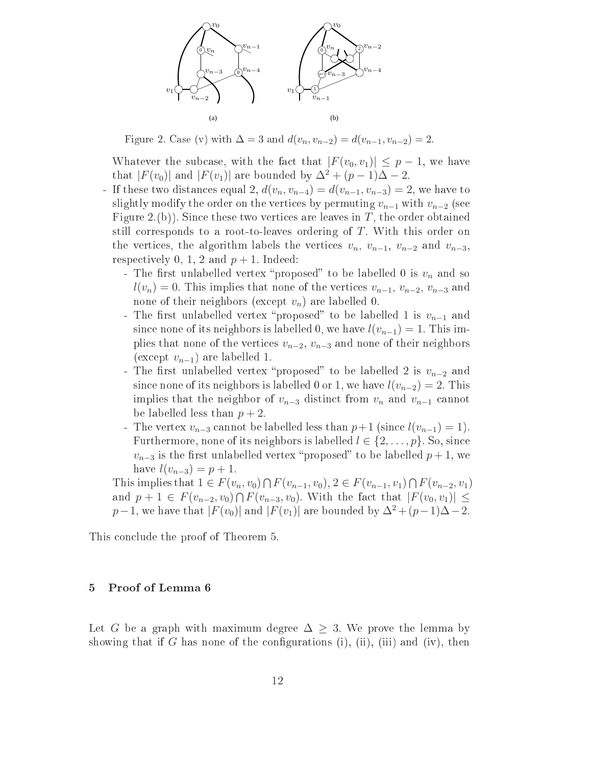Figure 2. Case (v) with $\Delta = 3$ and $d(v_n, v_{n-2}) = d(v_{n-1}, v_{n-2}) = 2$.

Whatever the subcase, with the fact that $|F(v_0, v_1)| \leq p - 1$, we have that $|F(v_0)|$ and $|F(v_1)|$ are bounded by $\Delta^2 + (p-1)\Delta - 2$.

- If these two distances equal 2, $d(v_n, v_{n-4}) = d(v_{n-1}, v_{n-3}) = 2$, we have to slightly modify the order on the vertices by permuting $v_{n-1}$ with $v_{n-2}$ (see Figure 2.(b)). Since these two vertices are leaves in $T$, the order obtained still corresponds to a root-to-leaves ordering of $T$. With this order on the vertices, the algorithm labels the vertices $v_n$, $v_{n-1}$, $v_{n-2}$ and $v_{n-3}$, respectively 0, 1, 2 and $p+1$. Indeed:
  - The first unlabelled vertex "proposed" to be labelled 0 is $v_n$ and so $l(v_n) = 0$. This implies that none of the vertices $v_{n-1}$, $v_{n-2}$, $v_{n-3}$ and none of their neighbors (except $v_n$) are labelled 0.
  - The first unlabelled vertex "proposed" to be labelled 1 is $v_{n-1}$ and since none of its neighbors is labelled 0, we have $l(v_{n-1}) = 1$. This implies that none of the vertices $v_{n-2}$, $v_{n-3}$ and none of their neighbors (except $v_{n-1}$) are labelled 1.
  - The first unlabelled vertex "proposed" to be labelled 2 is $v_{n-2}$ and since none of its neighbors is labelled 0 or 1, we have $l(v_{n-2}) = 2$. This implies that the neighbor of $v_{n-3}$ distinct from $v_n$ and $v_{n-1}$ cannot be labelled less than $p+2$.
  - The vertex $v_{n-3}$ cannot be labelled less than $p+1$ (since $l(v_{n-1}) = 1$). Furthermore, none of its neighbors is labelled $l \in \{2, \ldots, p\}$. So, since $v_{n-3}$ is the first unlabelled vertex "proposed" to be labelled $p+1$, we have $l(v_{n-3}) = p + 1$.

  This implies that $1 \in F(v_n, v_0) \bigcap F(v_{n-1}, v_0)$, $2 \in F(v_{n-1}, v_1) \bigcap F(v_{n-2}, v_1)$ and $p + 1 \in F(v_{n-2}, v_0) \bigcap F(v_{n-3}, v_0)$. With the fact that $|F(v_0, v_1)| \leq p-1$, we have that $|F(v_0)|$ and $|F(v_1)|$ are bounded by $\Delta^2 + (p-1)\Delta - 2$.

This conclude the proof of Theorem 5.

## 5 Proof of Lemma 6

Let $G$ be a graph with maximum degree $\Delta \geq 3$. We prove the lemma by showing that if $G$ has none of the configurations (i), (ii), (iii) and (iv), then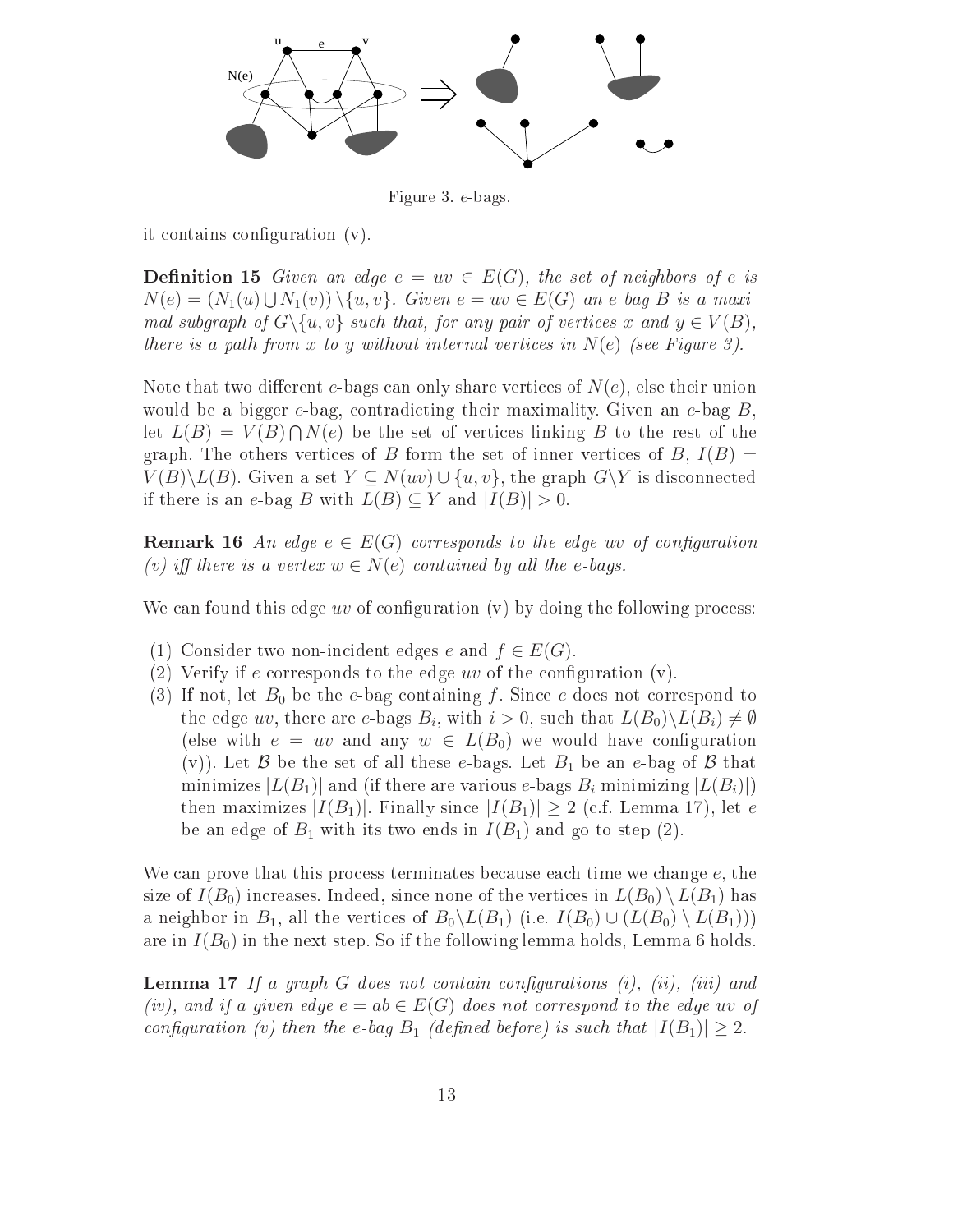Figure 3. $e$-bags.

it contains configuration (v).

**Definition 15** *Given an edge $e = uv \in E(G)$, the set of neighbors of $e$ is $N(e) = (N_1(u) \bigcup N_1(v)) \setminus \{u, v\}$. Given $e = uv \in E(G)$ an $e$-bag $B$ is a maximal subgraph of $G \setminus \{u, v\}$ such that, for any pair of vertices $x$ and $y \in V(B)$, there is a path from $x$ to $y$ without internal vertices in $N(e)$ (see Figure 3).*

Note that two different $e$-bags can only share vertices of $N(e)$, else their union would be a bigger $e$-bag, contradicting their maximality. Given an $e$-bag $B$, let $L(B) = V(B) \bigcap N(e)$ be the set of vertices linking $B$ to the rest of the graph. The others vertices of $B$ form the set of inner vertices of $B$, $I(B) = V(B) \setminus L(B)$. Given a set $Y \subseteq N(uv) \cup \{u, v\}$, the graph $G \setminus Y$ is disconnected if there is an $e$-bag $B$ with $L(B) \subseteq Y$ and $|I(B)| > 0$.

**Remark 16** *An edge $e \in E(G)$ corresponds to the edge $uv$ of configuration (v) iff there is a vertex $w \in N(e)$ contained by all the $e$-bags.*

We can found this edge $uv$ of configuration (v) by doing the following process:

(1) Consider two non-incident edges $e$ and $f \in E(G)$.
(2) Verify if $e$ corresponds to the edge $uv$ of the configuration (v).
(3) If not, let $B_0$ be the $e$-bag containing $f$. Since $e$ does not correspond to the edge $uv$, there are $e$-bags $B_i$, with $i > 0$, such that $L(B_0) \setminus L(B_i) \neq \emptyset$ (else with $e = uv$ and any $w \in L(B_0)$ we would have configuration (v)). Let $\mathcal{B}$ be the set of all these $e$-bags. Let $B_1$ be an $e$-bag of $\mathcal{B}$ that minimizes $|L(B_1)|$ and (if there are various $e$-bags $B_i$ minimizing $|L(B_i)|$) then maximizes $|I(B_1)|$. Finally since $|I(B_1)| \geq 2$ (c.f. Lemma 17), let $e$ be an edge of $B_1$ with its two ends in $I(B_1)$ and go to step (2).

We can prove that this process terminates because each time we change $e$, the size of $I(B_0)$ increases. Indeed, since none of the vertices in $L(B_0) \setminus L(B_1)$ has a neighbor in $B_1$, all the vertices of $B_0 \setminus L(B_1)$ (i.e. $I(B_0) \cup (L(B_0) \setminus L(B_1))$) are in $I(B_0)$ in the next step. So if the following lemma holds, Lemma 6 holds.

**Lemma 17** *If a graph $G$ does not contain configurations (i), (ii), (iii) and (iv), and if a given edge $e = ab \in E(G)$ does not correspond to the edge $uv$ of configuration (v) then the $e$-bag $B_1$ (defined before) is such that $|I(B_1)| \geq 2$.*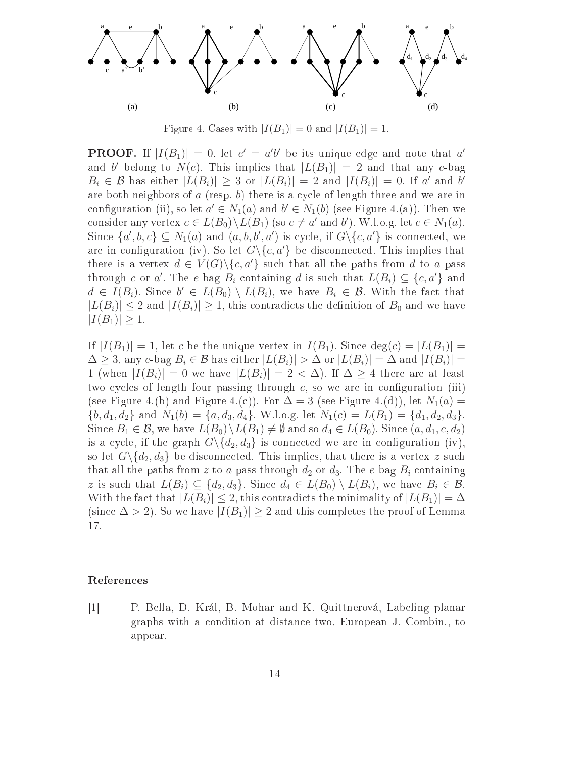Figure 4. Cases with $|I(B_1)| = 0$ and $|I(B_1)| = 1$.

**PROOF.** If $|I(B_1)| = 0$, let $e' = a'b'$ be its unique edge and note that $a'$ and $b'$ belong to $N(e)$. This implies that $|L(B_1)| = 2$ and that any $e$-bag $B_i \in \mathcal{B}$ has either $|L(B_i)| \geq 3$ or $|L(B_i)| = 2$ and $|I(B_i)| = 0$. If $a'$ and $b'$ are both neighbors of $a$ (resp. $b$) there is a cycle of length three and we are in configuration (ii), so let $a' \in N_1(a)$ and $b' \in N_1(b)$ (see Figure 4.(a)). Then we consider any vertex $c \in L(B_0) \backslash L(B_1)$ (so $c \neq a'$ and $b'$). W.l.o.g. let $c \in N_1(a)$. Since $\{a', b, c\} \subseteq N_1(a)$ and $(a, b, b', a')$ is cycle, if $G \backslash \{c, a'\}$ is connected, we are in configuration (iv). So let $G \backslash \{c, a'\}$ be disconnected. This implies that there is a vertex $d \in V(G) \backslash \{c, a'\}$ such that all the paths from $d$ to $a$ pass through $c$ or $a'$. The $e$-bag $B_i$ containing $d$ is such that $L(B_i) \subseteq \{c, a'\}$ and $d \in I(B_i)$. Since $b' \in L(B_0) \setminus L(B_i)$, we have $B_i \in \mathcal{B}$. With the fact that $|L(B_i)| \leq 2$ and $|I(B_i)| \geq 1$, this contradicts the definition of $B_0$ and we have $|I(B_1)| \geq 1$.

If $|I(B_1)| = 1$, let $c$ be the unique vertex in $I(B_1)$. Since $\deg(c) = |L(B_1)| = \Delta \geq 3$, any $e$-bag $B_i \in \mathcal{B}$ has either $|L(B_i)| > \Delta$ or $|L(B_i)| = \Delta$ and $|I(B_i)| = 1$ (when $|I(B_i)| = 0$ we have $|L(B_i)| = 2 < \Delta$). If $\Delta \geq 4$ there are at least two cycles of length four passing through $c$, so we are in configuration (iii) (see Figure 4.(b) and Figure 4.(c)). For $\Delta = 3$ (see Figure 4.(d)), let $N_1(a) = \{b, d_1, d_2\}$ and $N_1(b) = \{a, d_3, d_4\}$. W.l.o.g. let $N_1(c) = L(B_1) = \{d_1, d_2, d_3\}$. Since $B_1 \in \mathcal{B}$, we have $L(B_0) \backslash L(B_1) \neq \emptyset$ and so $d_4 \in L(B_0)$. Since $(a, d_1, c, d_2)$ is a cycle, if the graph $G \backslash \{d_2, d_3\}$ is connected we are in configuration (iv), so let $G \backslash \{d_2, d_3\}$ be disconnected. This implies, that there is a vertex $z$ such that all the paths from $z$ to $a$ pass through $d_2$ or $d_3$. The $e$-bag $B_i$ containing $z$ is such that $L(B_i) \subseteq \{d_2, d_3\}$. Since $d_4 \in L(B_0) \setminus L(B_i)$, we have $B_i \in \mathcal{B}$. With the fact that $|L(B_i)| \leq 2$, this contradicts the minimality of $|L(B_1)| = \Delta$ (since $\Delta > 2$). So we have $|I(B_1)| \geq 2$ and this completes the proof of Lemma 17.

## References

[1] P. Bella, D. Král, B. Mohar and K. Quittnerová, Labeling planar graphs with a condition at distance two, European J. Combin., to appear.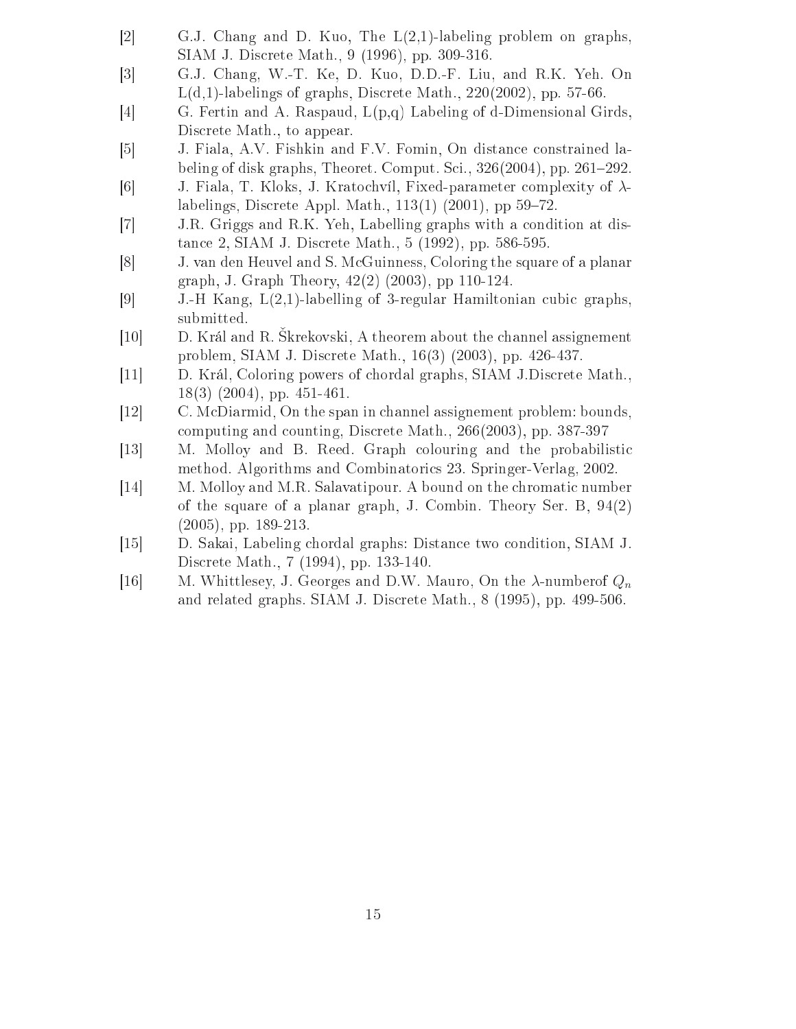[2] G.J. Chang and D. Kuo, The L(2,1)-labeling problem on graphs, SIAM J. Discrete Math., 9 (1996), pp. 309-316.

[3] G.J. Chang, W.-T. Ke, D. Kuo, D.D.-F. Liu, and R.K. Yeh. On L(d,1)-labelings of graphs, Discrete Math., 220(2002), pp. 57-66.

[4] G. Fertin and A. Raspaud, L(p,q) Labeling of d-Dimensional Girds, Discrete Math., to appear.

[5] J. Fiala, A.V. Fishkin and F.V. Fomin, On distance constrained labeling of disk graphs, Theoret. Comput. Sci., 326(2004), pp. 261–292.

[6] J. Fiala, T. Kloks, J. Kratochvíl, Fixed-parameter complexity of $\lambda$-labelings, Discrete Appl. Math., 113(1) (2001), pp 59–72.

[7] J.R. Griggs and R.K. Yeh, Labelling graphs with a condition at distance 2, SIAM J. Discrete Math., 5 (1992), pp. 586-595.

[8] J. van den Heuvel and S. McGuinness, Coloring the square of a planar graph, J. Graph Theory, 42(2) (2003), pp 110-124.

[9] J.-H Kang, L(2,1)-labelling of 3-regular Hamiltonian cubic graphs, submitted.

[10] D. Král and R. Škrekovski, A theorem about the channel assignement problem, SIAM J. Discrete Math., 16(3) (2003), pp. 426-437.

[11] D. Král, Coloring powers of chordal graphs, SIAM J.Discrete Math., 18(3) (2004), pp. 451-461.

[12] C. McDiarmid, On the span in channel assignement problem: bounds, computing and counting, Discrete Math., 266(2003), pp. 387-397

[13] M. Molloy and B. Reed. Graph colouring and the probabilistic method. Algorithms and Combinatorics 23. Springer-Verlag, 2002.

[14] M. Molloy and M.R. Salavatipour. A bound on the chromatic number of the square of a planar graph, J. Combin. Theory Ser. B, 94(2) (2005), pp. 189-213.

[15] D. Sakai, Labeling chordal graphs: Distance two condition, SIAM J. Discrete Math., 7 (1994), pp. 133-140.

[16] M. Whittlesey, J. Georges and D.W. Mauro, On the $\lambda$-numberof $Q_n$ and related graphs. SIAM J. Discrete Math., 8 (1995), pp. 499-506.